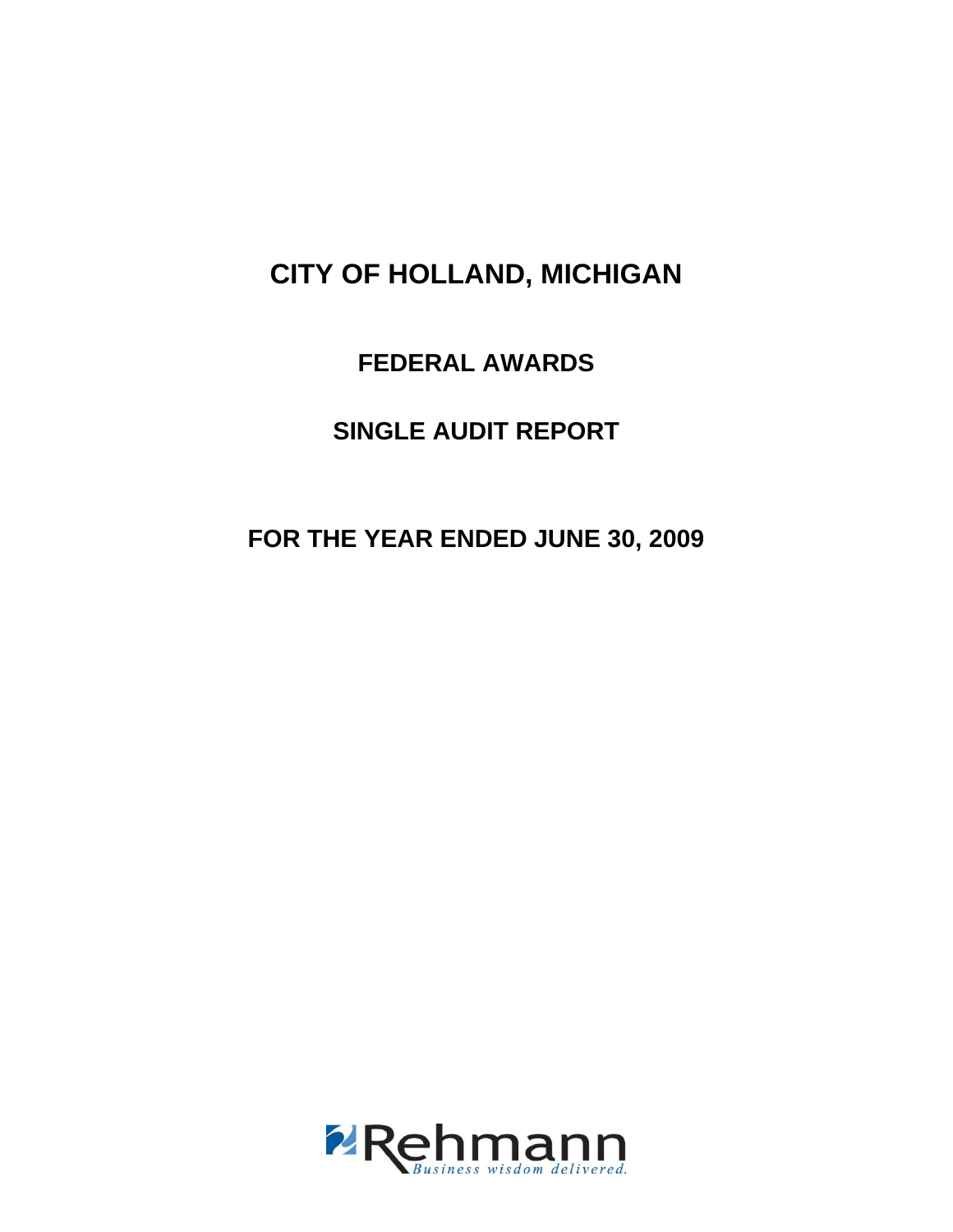# CITY OF HOLLAND, MICHIGAN

## FEDERAL AWARDS

## SINGLE AUDIT REPORT

## FOR THE YEAR ENDED JUNE 30, 2009

Rehmann
*Business wisdom delivered.*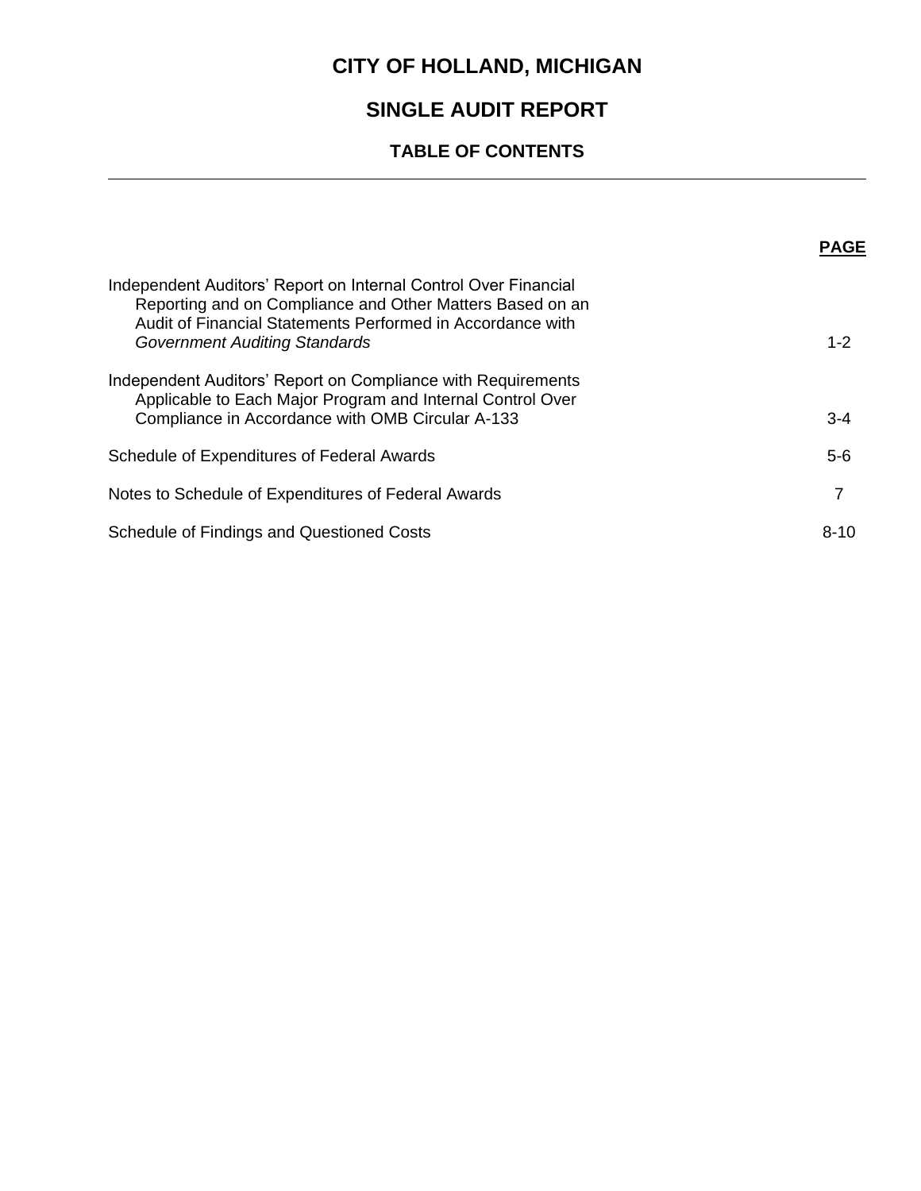# CITY OF HOLLAND, MICHIGAN

## SINGLE AUDIT REPORT

### TABLE OF CONTENTS

| | PAGE |
|---|---|
| Independent Auditors' Report on Internal Control Over Financial Reporting and on Compliance and Other Matters Based on an Audit of Financial Statements Performed in Accordance with *Government Auditing Standards* | 1-2 |
| Independent Auditors' Report on Compliance with Requirements Applicable to Each Major Program and Internal Control Over Compliance in Accordance with OMB Circular A-133 | 3-4 |
| Schedule of Expenditures of Federal Awards | 5-6 |
| Notes to Schedule of Expenditures of Federal Awards | 7 |
| Schedule of Findings and Questioned Costs | 8-10 |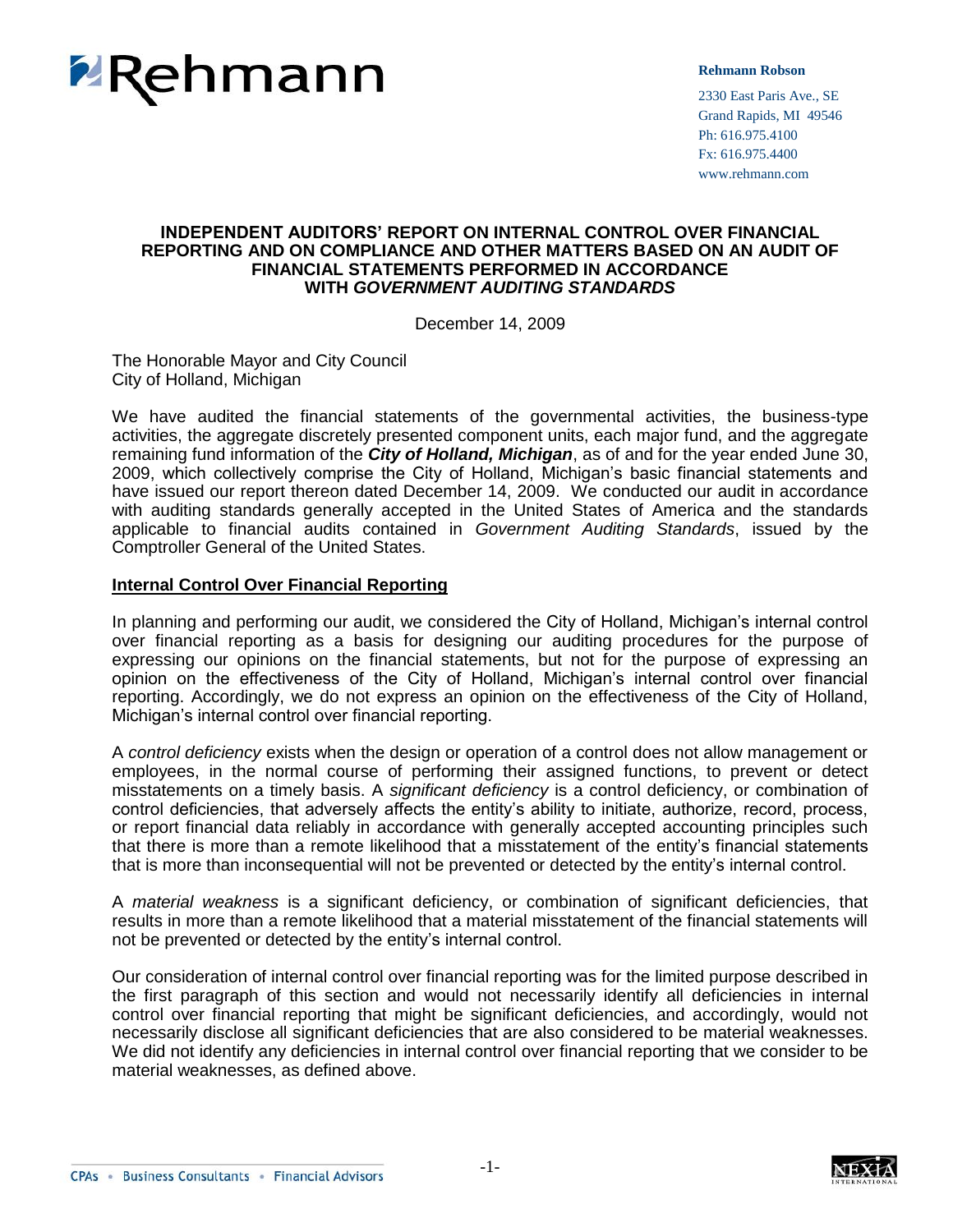Rehmann

**Rehmann Robson**

2330 East Paris Ave., SE
Grand Rapids, MI 49546
Ph: 616.975.4100
Fx: 616.975.4400
www.rehmann.com

## INDEPENDENT AUDITORS' REPORT ON INTERNAL CONTROL OVER FINANCIAL REPORTING AND ON COMPLIANCE AND OTHER MATTERS BASED ON AN AUDIT OF FINANCIAL STATEMENTS PERFORMED IN ACCORDANCE WITH *GOVERNMENT AUDITING STANDARDS*

December 14, 2009

The Honorable Mayor and City Council
City of Holland, Michigan

We have audited the financial statements of the governmental activities, the business-type activities, the aggregate discretely presented component units, each major fund, and the aggregate remaining fund information of the ***City of Holland, Michigan***, as of and for the year ended June 30, 2009, which collectively comprise the City of Holland, Michigan's basic financial statements and have issued our report thereon dated December 14, 2009. We conducted our audit in accordance with auditing standards generally accepted in the United States of America and the standards applicable to financial audits contained in *Government Auditing Standards*, issued by the Comptroller General of the United States.

### Internal Control Over Financial Reporting

In planning and performing our audit, we considered the City of Holland, Michigan's internal control over financial reporting as a basis for designing our auditing procedures for the purpose of expressing our opinions on the financial statements, but not for the purpose of expressing an opinion on the effectiveness of the City of Holland, Michigan's internal control over financial reporting. Accordingly, we do not express an opinion on the effectiveness of the City of Holland, Michigan's internal control over financial reporting.

A *control deficiency* exists when the design or operation of a control does not allow management or employees, in the normal course of performing their assigned functions, to prevent or detect misstatements on a timely basis. A *significant deficiency* is a control deficiency, or combination of control deficiencies, that adversely affects the entity's ability to initiate, authorize, record, process, or report financial data reliably in accordance with generally accepted accounting principles such that there is more than a remote likelihood that a misstatement of the entity's financial statements that is more than inconsequential will not be prevented or detected by the entity's internal control.

A *material weakness* is a significant deficiency, or combination of significant deficiencies, that results in more than a remote likelihood that a material misstatement of the financial statements will not be prevented or detected by the entity's internal control.

Our consideration of internal control over financial reporting was for the limited purpose described in the first paragraph of this section and would not necessarily identify all deficiencies in internal control over financial reporting that might be significant deficiencies, and accordingly, would not necessarily disclose all significant deficiencies that are also considered to be material weaknesses. We did not identify any deficiencies in internal control over financial reporting that we consider to be material weaknesses, as defined above.

CPAs • Business Consultants • Financial Advisors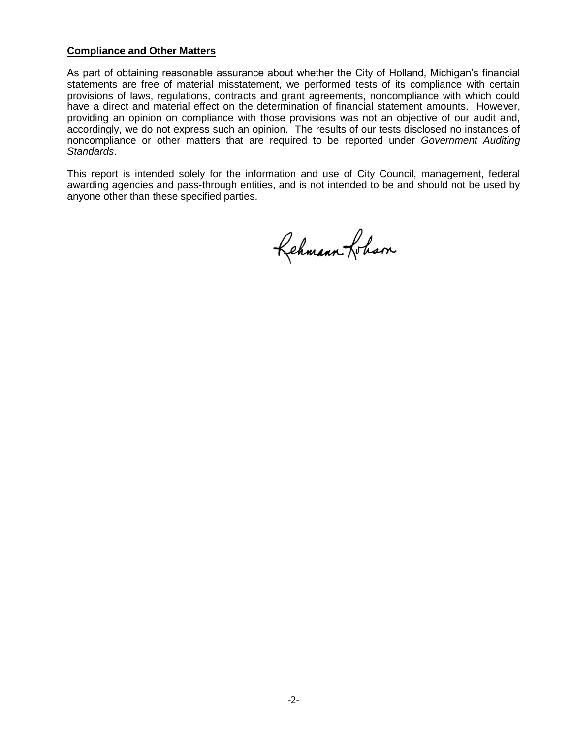**Compliance and Other Matters**

As part of obtaining reasonable assurance about whether the City of Holland, Michigan's financial statements are free of material misstatement, we performed tests of its compliance with certain provisions of laws, regulations, contracts and grant agreements, noncompliance with which could have a direct and material effect on the determination of financial statement amounts. However, providing an opinion on compliance with those provisions was not an objective of our audit and, accordingly, we do not express such an opinion. The results of our tests disclosed no instances of noncompliance or other matters that are required to be reported under *Government Auditing Standards*.

This report is intended solely for the information and use of City Council, management, federal awarding agencies and pass-through entities, and is not intended to be and should not be used by anyone other than these specified parties.

Rehmann Robson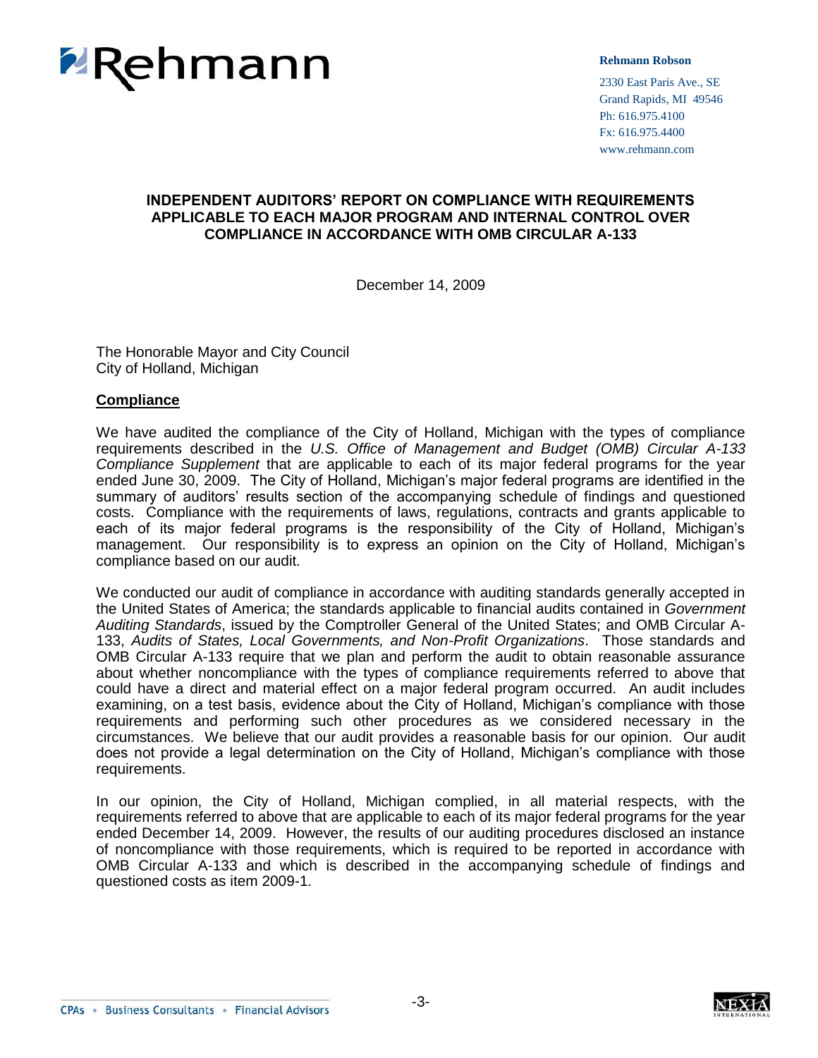Rehmann

**Rehmann Robson**

2330 East Paris Ave., SE
Grand Rapids, MI 49546
Ph: 616.975.4100
Fx: 616.975.4400
www.rehmann.com

## INDEPENDENT AUDITORS' REPORT ON COMPLIANCE WITH REQUIREMENTS APPLICABLE TO EACH MAJOR PROGRAM AND INTERNAL CONTROL OVER COMPLIANCE IN ACCORDANCE WITH OMB CIRCULAR A-133

December 14, 2009

The Honorable Mayor and City Council
City of Holland, Michigan

**Compliance**

We have audited the compliance of the City of Holland, Michigan with the types of compliance requirements described in the *U.S. Office of Management and Budget (OMB) Circular A-133 Compliance Supplement* that are applicable to each of its major federal programs for the year ended June 30, 2009. The City of Holland, Michigan's major federal programs are identified in the summary of auditors' results section of the accompanying schedule of findings and questioned costs. Compliance with the requirements of laws, regulations, contracts and grants applicable to each of its major federal programs is the responsibility of the City of Holland, Michigan's management. Our responsibility is to express an opinion on the City of Holland, Michigan's compliance based on our audit.

We conducted our audit of compliance in accordance with auditing standards generally accepted in the United States of America; the standards applicable to financial audits contained in *Government Auditing Standards*, issued by the Comptroller General of the United States; and OMB Circular A-133, *Audits of States, Local Governments, and Non-Profit Organizations*. Those standards and OMB Circular A-133 require that we plan and perform the audit to obtain reasonable assurance about whether noncompliance with the types of compliance requirements referred to above that could have a direct and material effect on a major federal program occurred. An audit includes examining, on a test basis, evidence about the City of Holland, Michigan's compliance with those requirements and performing such other procedures as we considered necessary in the circumstances. We believe that our audit provides a reasonable basis for our opinion. Our audit does not provide a legal determination on the City of Holland, Michigan's compliance with those requirements.

In our opinion, the City of Holland, Michigan complied, in all material respects, with the requirements referred to above that are applicable to each of its major federal programs for the year ended December 14, 2009. However, the results of our auditing procedures disclosed an instance of noncompliance with those requirements, which is required to be reported in accordance with OMB Circular A-133 and which is described in the accompanying schedule of findings and questioned costs as item 2009-1.

CPAs • Business Consultants • Financial Advisors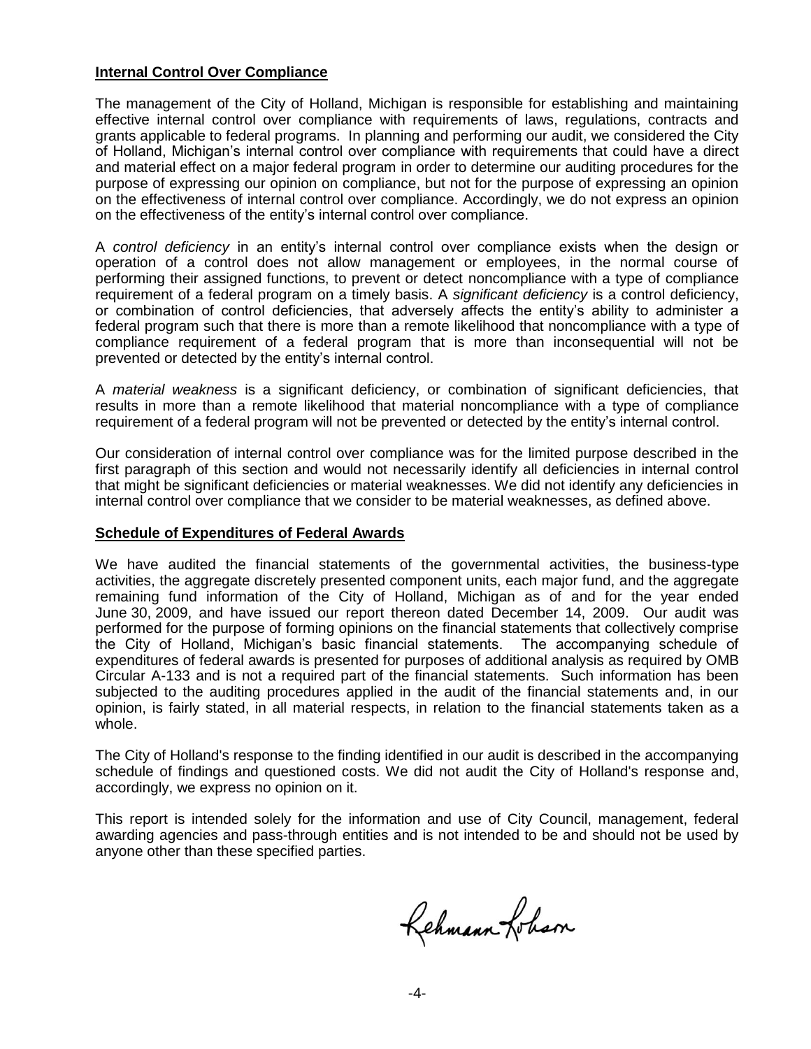**Internal Control Over Compliance**

The management of the City of Holland, Michigan is responsible for establishing and maintaining effective internal control over compliance with requirements of laws, regulations, contracts and grants applicable to federal programs. In planning and performing our audit, we considered the City of Holland, Michigan's internal control over compliance with requirements that could have a direct and material effect on a major federal program in order to determine our auditing procedures for the purpose of expressing our opinion on compliance, but not for the purpose of expressing an opinion on the effectiveness of internal control over compliance. Accordingly, we do not express an opinion on the effectiveness of the entity's internal control over compliance.

A *control deficiency* in an entity's internal control over compliance exists when the design or operation of a control does not allow management or employees, in the normal course of performing their assigned functions, to prevent or detect noncompliance with a type of compliance requirement of a federal program on a timely basis. A *significant deficiency* is a control deficiency, or combination of control deficiencies, that adversely affects the entity's ability to administer a federal program such that there is more than a remote likelihood that noncompliance with a type of compliance requirement of a federal program that is more than inconsequential will not be prevented or detected by the entity's internal control.

A *material weakness* is a significant deficiency, or combination of significant deficiencies, that results in more than a remote likelihood that material noncompliance with a type of compliance requirement of a federal program will not be prevented or detected by the entity's internal control.

Our consideration of internal control over compliance was for the limited purpose described in the first paragraph of this section and would not necessarily identify all deficiencies in internal control that might be significant deficiencies or material weaknesses. We did not identify any deficiencies in internal control over compliance that we consider to be material weaknesses, as defined above.

**Schedule of Expenditures of Federal Awards**

We have audited the financial statements of the governmental activities, the business-type activities, the aggregate discretely presented component units, each major fund, and the aggregate remaining fund information of the City of Holland, Michigan as of and for the year ended June 30, 2009, and have issued our report thereon dated December 14, 2009. Our audit was performed for the purpose of forming opinions on the financial statements that collectively comprise the City of Holland, Michigan's basic financial statements. The accompanying schedule of expenditures of federal awards is presented for purposes of additional analysis as required by OMB Circular A-133 and is not a required part of the financial statements. Such information has been subjected to the auditing procedures applied in the audit of the financial statements and, in our opinion, is fairly stated, in all material respects, in relation to the financial statements taken as a whole.

The City of Holland's response to the finding identified in our audit is described in the accompanying schedule of findings and questioned costs. We did not audit the City of Holland's response and, accordingly, we express no opinion on it.

This report is intended solely for the information and use of City Council, management, federal awarding agencies and pass-through entities and is not intended to be and should not be used by anyone other than these specified parties.

Rehmann Robson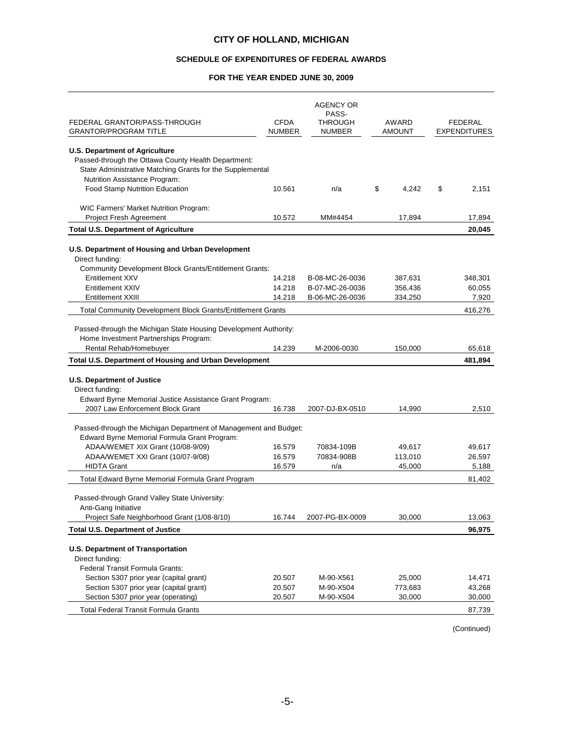# CITY OF HOLLAND, MICHIGAN

## SCHEDULE OF EXPENDITURES OF FEDERAL AWARDS

### FOR THE YEAR ENDED JUNE 30, 2009

| FEDERAL GRANTOR/PASS-THROUGH GRANTOR/PROGRAM TITLE | CFDA NUMBER | AGENCY OR PASS-THROUGH NUMBER | AWARD AMOUNT | FEDERAL EXPENDITURES |
|---|---|---|---|---|
| **U.S. Department of Agriculture** | | | | |
| Passed-through the Ottawa County Health Department: | | | | |
| State Administrative Matching Grants for the Supplemental Nutrition Assistance Program: | | | | |
| Food Stamp Nutrition Education | 10.561 | n/a | $ 4,242 | $ 2,151 |
| WIC Farmers' Market Nutrition Program: | | | | |
| Project Fresh Agreement | 10.572 | MM#4454 | 17,894 | 17,894 |
| **Total U.S. Department of Agriculture** | | | | **20,045** |
| **U.S. Department of Housing and Urban Development** | | | | |
| Direct funding: | | | | |
| Community Development Block Grants/Entitlement Grants: | | | | |
| Entitlement XXV | 14.218 | B-08-MC-26-0036 | 387,631 | 348,301 |
| Entitlement XXIV | 14.218 | B-07-MC-26-0036 | 356,436 | 60,055 |
| Entitlement XXIII | 14.218 | B-06-MC-26-0036 | 334,250 | 7,920 |
| Total Community Development Block Grants/Entitlement Grants | | | | 416,276 |
| Passed-through the Michigan State Housing Development Authority: | | | | |
| Home Investment Partnerships Program: | | | | |
| Rental Rehab/Homebuyer | 14.239 | M-2006-0030 | 150,000 | 65,618 |
| **Total U.S. Department of Housing and Urban Development** | | | | **481,894** |
| **U.S. Department of Justice** | | | | |
| Direct funding: | | | | |
| Edward Byrne Memorial Justice Assistance Grant Program: | | | | |
| 2007 Law Enforcement Block Grant | 16.738 | 2007-DJ-BX-0510 | 14,990 | 2,510 |
| Passed-through the Michigan Department of Management and Budget: | | | | |
| Edward Byrne Memorial Formula Grant Program: | | | | |
| ADAA/WEMET XIX Grant (10/08-9/09) | 16.579 | 70834-109B | 49,617 | 49,617 |
| ADAA/WEMET XXI Grant (10/07-9/08) | 16.579 | 70834-908B | 113,010 | 26,597 |
| HIDTA Grant | 16.579 | n/a | 45,000 | 5,188 |
| Total Edward Byrne Memorial Formula Grant Program | | | | 81,402 |
| Passed-through Grand Valley State University: | | | | |
| Anti-Gang Initiative | | | | |
| Project Safe Neighborhood Grant (1/08-8/10) | 16.744 | 2007-PG-BX-0009 | 30,000 | 13,063 |
| **Total U.S. Department of Justice** | | | | **96,975** |
| **U.S. Department of Transportation** | | | | |
| Direct funding: | | | | |
| Federal Transit Formula Grants: | | | | |
| Section 5307 prior year (capital grant) | 20.507 | M-90-X561 | 25,000 | 14,471 |
| Section 5307 prior year (capital grant) | 20.507 | M-90-X504 | 773,683 | 43,268 |
| Section 5307 prior year (operating) | 20.507 | M-90-X504 | 30,000 | 30,000 |
| Total Federal Transit Formula Grants | | | | 87,739 |

(Continued)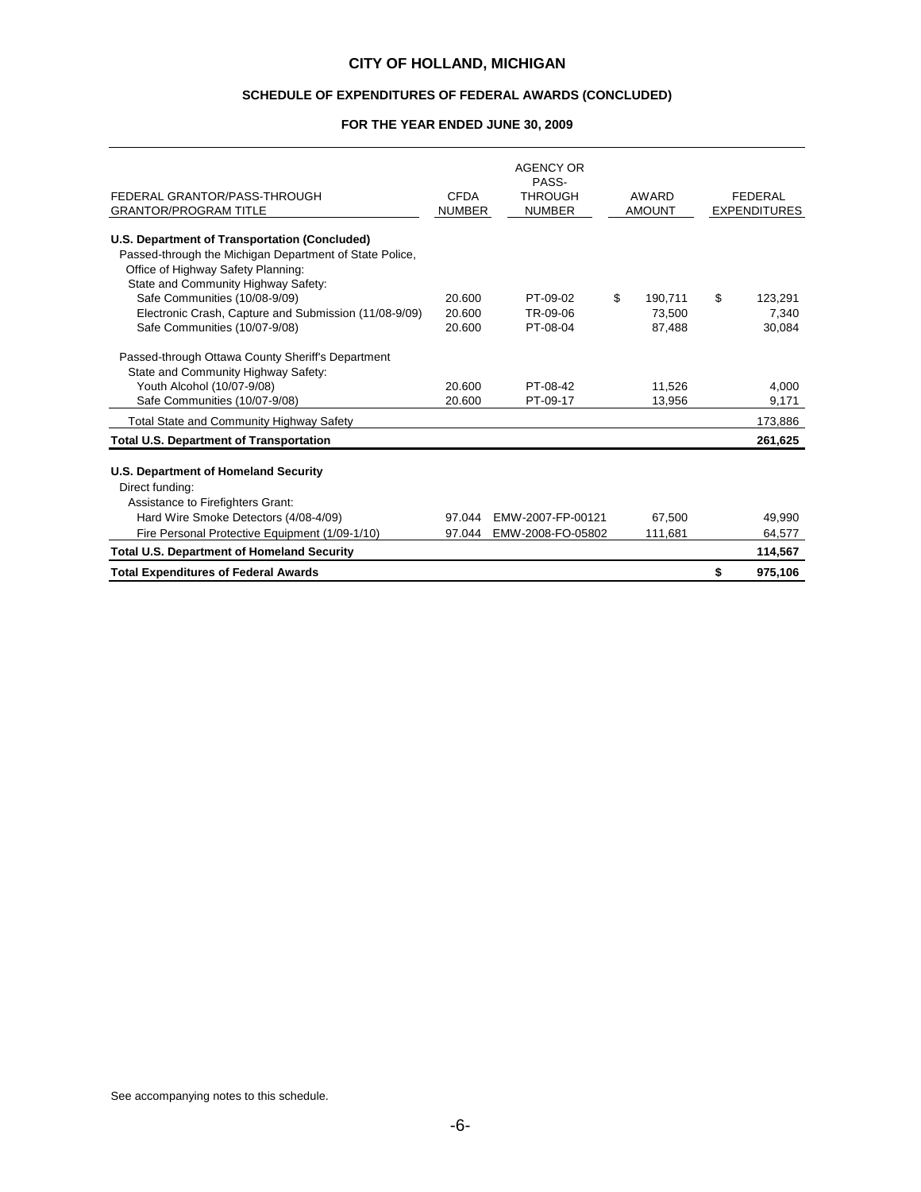# CITY OF HOLLAND, MICHIGAN

## SCHEDULE OF EXPENDITURES OF FEDERAL AWARDS (CONCLUDED)

### FOR THE YEAR ENDED JUNE 30, 2009

| FEDERAL GRANTOR/PASS-THROUGH GRANTOR/PROGRAM TITLE | CFDA NUMBER | AGENCY OR PASS-THROUGH NUMBER | AWARD AMOUNT | FEDERAL EXPENDITURES |
|---|---|---|---|---|
| **U.S. Department of Transportation (Concluded)** | | | | |
| Passed-through the Michigan Department of State Police, | | | | |
| Office of Highway Safety Planning: | | | | |
| State and Community Highway Safety: | | | | |
| Safe Communities (10/08-9/09) | 20.600 | PT-09-02 | $ 190,711 | $ 123,291 |
| Electronic Crash, Capture and Submission (11/08-9/09) | 20.600 | TR-09-06 | 73,500 | 7,340 |
| Safe Communities (10/07-9/08) | 20.600 | PT-08-04 | 87,488 | 30,084 |
| Passed-through Ottawa County Sheriff's Department | | | | |
| State and Community Highway Safety: | | | | |
| Youth Alcohol (10/07-9/08) | 20.600 | PT-08-42 | 11,526 | 4,000 |
| Safe Communities (10/07-9/08) | 20.600 | PT-09-17 | 13,956 | 9,171 |
| Total State and Community Highway Safety | | | | 173,886 |
| **Total U.S. Department of Transportation** | | | | **261,625** |
| **U.S. Department of Homeland Security** | | | | |
| Direct funding: | | | | |
| Assistance to Firefighters Grant: | | | | |
| Hard Wire Smoke Detectors (4/08-4/09) | 97.044 | EMW-2007-FP-00121 | 67,500 | 49,990 |
| Fire Personal Protective Equipment (1/09-1/10) | 97.044 | EMW-2008-FO-05802 | 111,681 | 64,577 |
| **Total U.S. Department of Homeland Security** | | | | **114,567** |
| **Total Expenditures of Federal Awards** | | | | **$ 975,106** |

See accompanying notes to this schedule.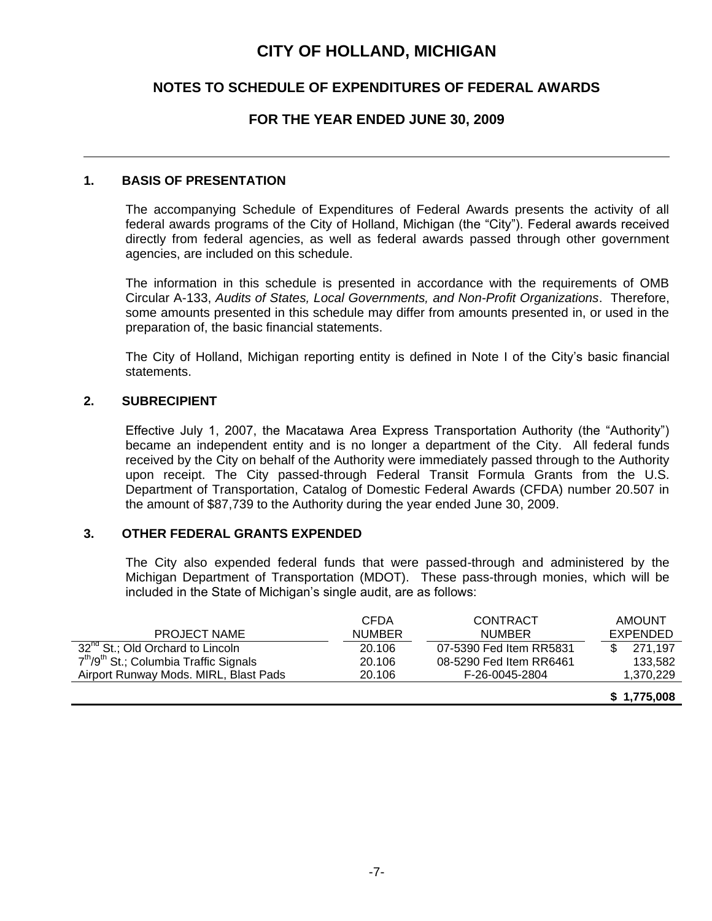# CITY OF HOLLAND, MICHIGAN

## NOTES TO SCHEDULE OF EXPENDITURES OF FEDERAL AWARDS

## FOR THE YEAR ENDED JUNE 30, 2009

### 1. BASIS OF PRESENTATION

The accompanying Schedule of Expenditures of Federal Awards presents the activity of all federal awards programs of the City of Holland, Michigan (the "City"). Federal awards received directly from federal agencies, as well as federal awards passed through other government agencies, are included on this schedule.

The information in this schedule is presented in accordance with the requirements of OMB Circular A-133, *Audits of States, Local Governments, and Non-Profit Organizations*. Therefore, some amounts presented in this schedule may differ from amounts presented in, or used in the preparation of, the basic financial statements.

The City of Holland, Michigan reporting entity is defined in Note I of the City's basic financial statements.

### 2. SUBRECIPIENT

Effective July 1, 2007, the Macatawa Area Express Transportation Authority (the "Authority") became an independent entity and is no longer a department of the City. All federal funds received by the City on behalf of the Authority were immediately passed through to the Authority upon receipt. The City passed-through Federal Transit Formula Grants from the U.S. Department of Transportation, Catalog of Domestic Federal Awards (CFDA) number 20.507 in the amount of $87,739 to the Authority during the year ended June 30, 2009.

### 3. OTHER FEDERAL GRANTS EXPENDED

The City also expended federal funds that were passed-through and administered by the Michigan Department of Transportation (MDOT). These pass-through monies, which will be included in the State of Michigan's single audit, are as follows:

| PROJECT NAME | CFDA NUMBER | CONTRACT NUMBER | AMOUNT EXPENDED |
|---|---|---|---|
| 32nd St.; Old Orchard to Lincoln | 20.106 | 07-5390 Fed Item RR5831 | $ 271,197 |
| 7th/9th St.; Columbia Traffic Signals | 20.106 | 08-5290 Fed Item RR6461 | 133,582 |
| Airport Runway Mods. MIRL, Blast Pads | 20.106 | F-26-0045-2804 | 1,370,229 |
| | | | **$ 1,775,008** |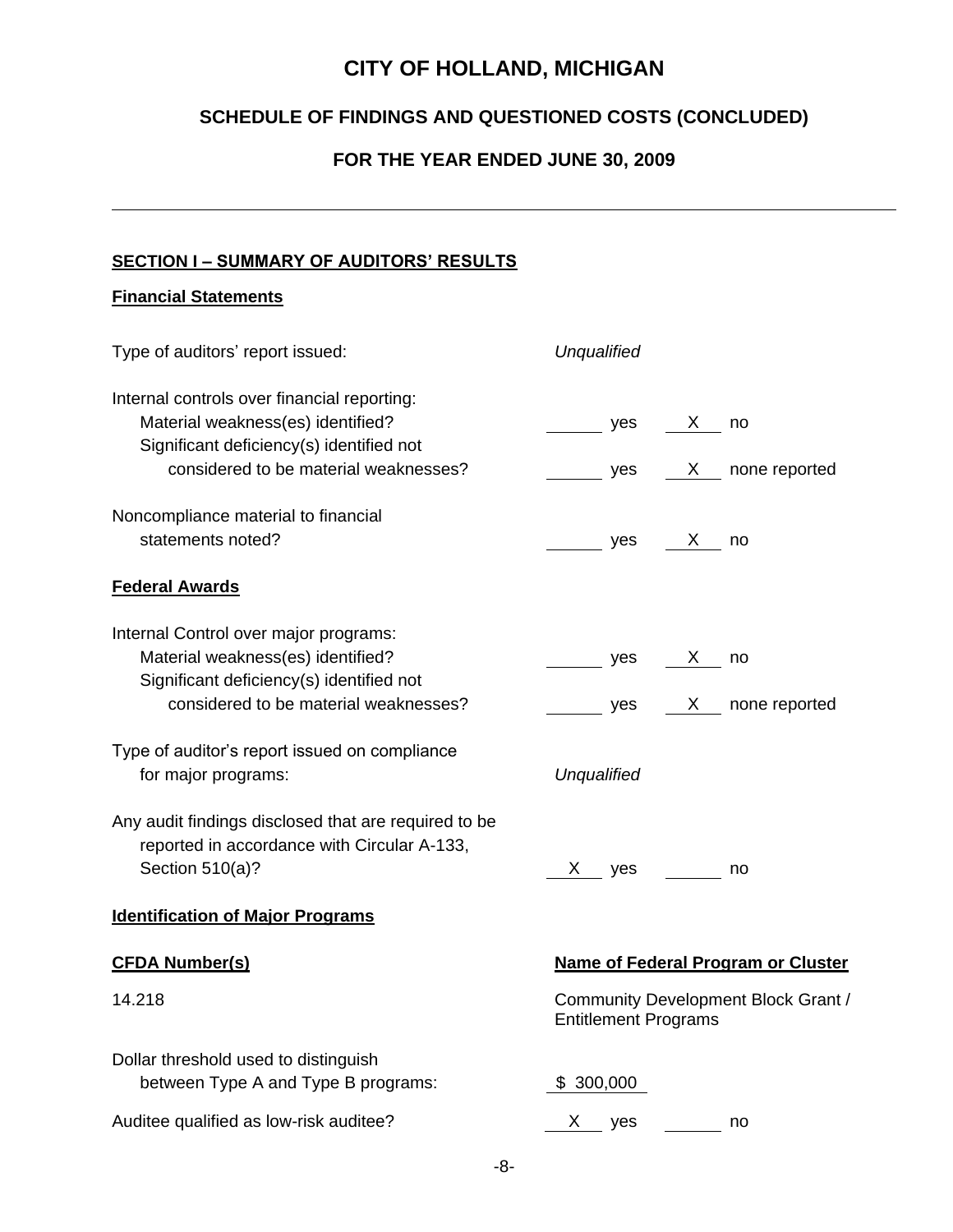# CITY OF HOLLAND, MICHIGAN

## SCHEDULE OF FINDINGS AND QUESTIONED COSTS (CONCLUDED)

## FOR THE YEAR ENDED JUNE 30, 2009

---

### SECTION I – SUMMARY OF AUDITORS' RESULTS

#### Financial Statements

Type of auditors' report issued: *Unqualified*

Internal controls over financial reporting:

- Material weakness(es) identified? ____ yes __X__ no
- Significant deficiency(s) identified not considered to be material weaknesses? ____ yes __X__ none reported

Noncompliance material to financial statements noted? ____ yes __X__ no

#### Federal Awards

Internal Control over major programs:

- Material weakness(es) identified? ____ yes __X__ no
- Significant deficiency(s) identified not considered to be material weaknesses? ____ yes __X__ none reported

Type of auditor's report issued on compliance for major programs: *Unqualified*

Any audit findings disclosed that are required to be reported in accordance with Circular A-133, Section 510(a)? __X__ yes ____ no

#### Identification of Major Programs

| CFDA Number(s) | Name of Federal Program or Cluster |
|---|---|
| 14.218 | Community Development Block Grant / Entitlement Programs |

Dollar threshold used to distinguish between Type A and Type B programs: $ 300,000

Auditee qualified as low-risk auditee? __X__ yes ____ no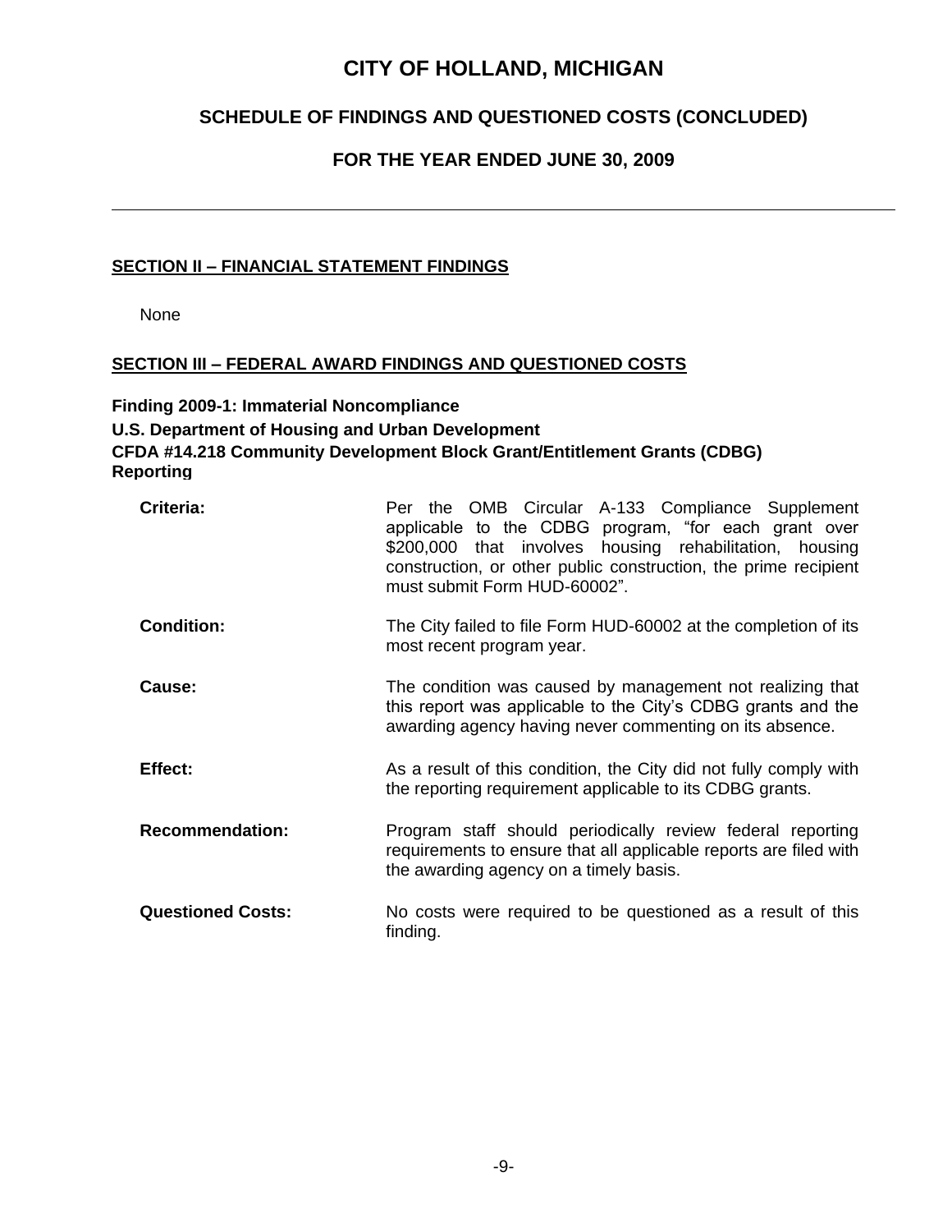# CITY OF HOLLAND, MICHIGAN

## SCHEDULE OF FINDINGS AND QUESTIONED COSTS (CONCLUDED)

## FOR THE YEAR ENDED JUNE 30, 2009

---

### SECTION II – FINANCIAL STATEMENT FINDINGS

None

### SECTION III – FEDERAL AWARD FINDINGS AND QUESTIONED COSTS

**Finding 2009-1: Immaterial Noncompliance**
**U.S. Department of Housing and Urban Development**
**CFDA #14.218 Community Development Block Grant/Entitlement Grants (CDBG)**
**Reporting**

**Criteria:** Per the OMB Circular A-133 Compliance Supplement applicable to the CDBG program, "for each grant over $200,000 that involves housing rehabilitation, housing construction, or other public construction, the prime recipient must submit Form HUD-60002".

**Condition:** The City failed to file Form HUD-60002 at the completion of its most recent program year.

**Cause:** The condition was caused by management not realizing that this report was applicable to the City's CDBG grants and the awarding agency having never commenting on its absence.

**Effect:** As a result of this condition, the City did not fully comply with the reporting requirement applicable to its CDBG grants.

**Recommendation:** Program staff should periodically review federal reporting requirements to ensure that all applicable reports are filed with the awarding agency on a timely basis.

**Questioned Costs:** No costs were required to be questioned as a result of this finding.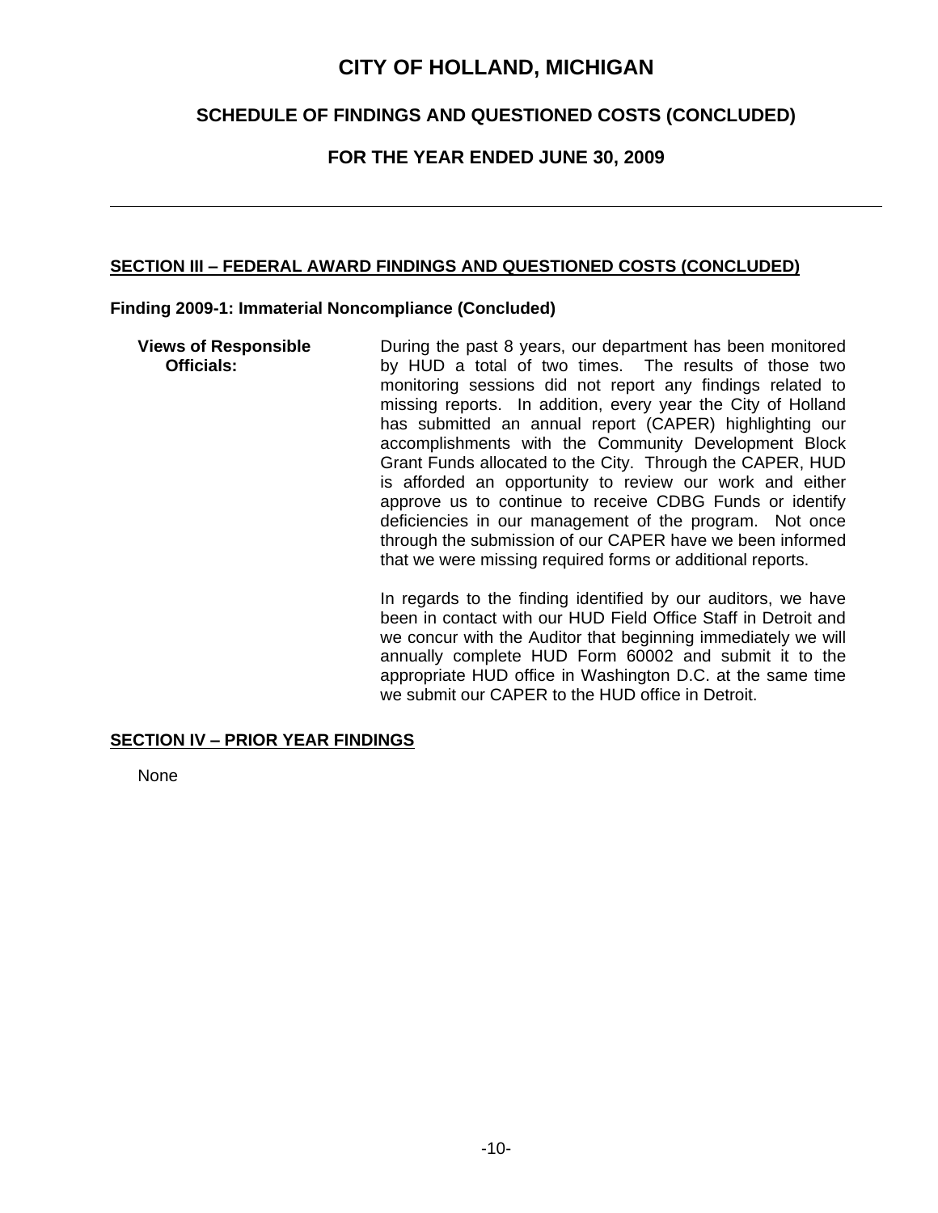# CITY OF HOLLAND, MICHIGAN

## SCHEDULE OF FINDINGS AND QUESTIONED COSTS (CONCLUDED)

## FOR THE YEAR ENDED JUNE 30, 2009

---

**SECTION III – FEDERAL AWARD FINDINGS AND QUESTIONED COSTS (CONCLUDED)**

**Finding 2009-1: Immaterial Noncompliance (Concluded)**

**Views of Responsible Officials:**

During the past 8 years, our department has been monitored by HUD a total of two times. The results of those two monitoring sessions did not report any findings related to missing reports. In addition, every year the City of Holland has submitted an annual report (CAPER) highlighting our accomplishments with the Community Development Block Grant Funds allocated to the City. Through the CAPER, HUD is afforded an opportunity to review our work and either approve us to continue to receive CDBG Funds or identify deficiencies in our management of the program. Not once through the submission of our CAPER have we been informed that we were missing required forms or additional reports.

In regards to the finding identified by our auditors, we have been in contact with our HUD Field Office Staff in Detroit and we concur with the Auditor that beginning immediately we will annually complete HUD Form 60002 and submit it to the appropriate HUD office in Washington D.C. at the same time we submit our CAPER to the HUD office in Detroit.

**SECTION IV – PRIOR YEAR FINDINGS**

None